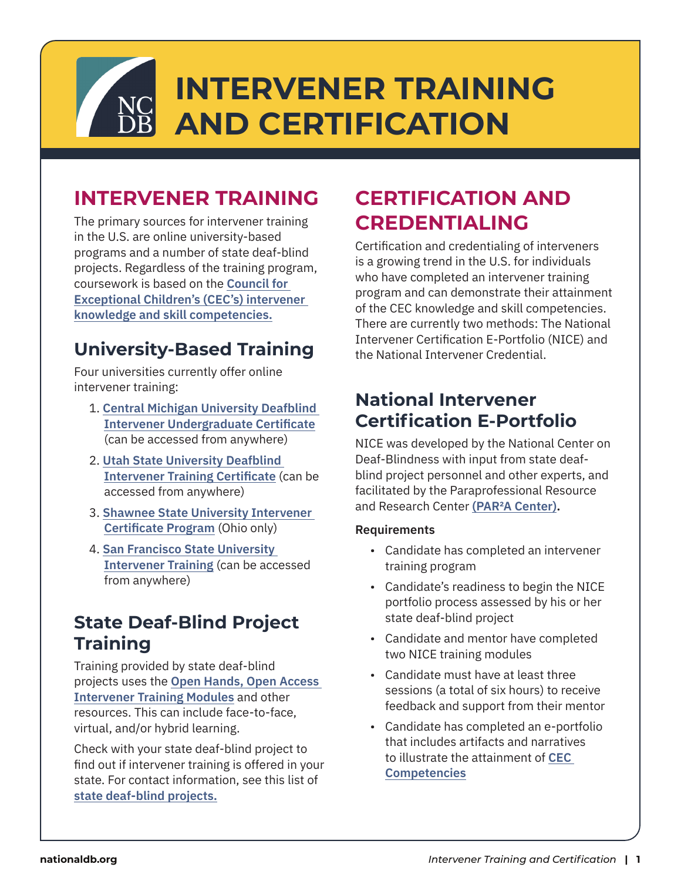# INTERVENER TRAINING AND CERTIFICATION

## INTERVENER TRAINING

The primary sources for intervener training in the U.S. are online university-based programs and a number of state deaf-blind projects. Regardless of the training program, coursework is based on the **Council for Exceptional Children's (CEC's) intervener knowledge and skill competencies.**

### University-Based Training

Four universities currently offer online intervener training:

1. **Central Michigan University Deafblind Intervener Undergraduate Certificate** (can be accessed from anywhere)
2. **Utah State University Deafblind Intervener Training Certificate** (can be accessed from anywhere)
3. **Shawnee State University Intervener Certificate Program** (Ohio only)
4. **San Francisco State University Intervener Training** (can be accessed from anywhere)

### State Deaf-Blind Project Training

Training provided by state deaf-blind projects uses the **Open Hands, Open Access Intervener Training Modules** and other resources. This can include face-to-face, virtual, and/or hybrid learning.

Check with your state deaf-blind project to find out if intervener training is offered in your state. For contact information, see this list of **state deaf-blind projects.**

## CERTIFICATION AND CREDENTIALING

Certification and credentialing of interveners is a growing trend in the U.S. for individuals who have completed an intervener training program and can demonstrate their attainment of the CEC knowledge and skill competencies. There are currently two methods: The National Intervener Certification E-Portfolio (NICE) and the National Intervener Credential.

### National Intervener Certification E-Portfolio

NICE was developed by the National Center on Deaf-Blindness with input from state deaf-blind project personnel and other experts, and facilitated by the Paraprofessional Resource and Research Center **(PAR²A Center).**

**Requirements**

- Candidate has completed an intervener training program
- Candidate's readiness to begin the NICE portfolio process assessed by his or her state deaf-blind project
- Candidate and mentor have completed two NICE training modules
- Candidate must have at least three sessions (a total of six hours) to receive feedback and support from their mentor
- Candidate has completed an e-portfolio that includes artifacts and narratives to illustrate the attainment of **CEC Competencies**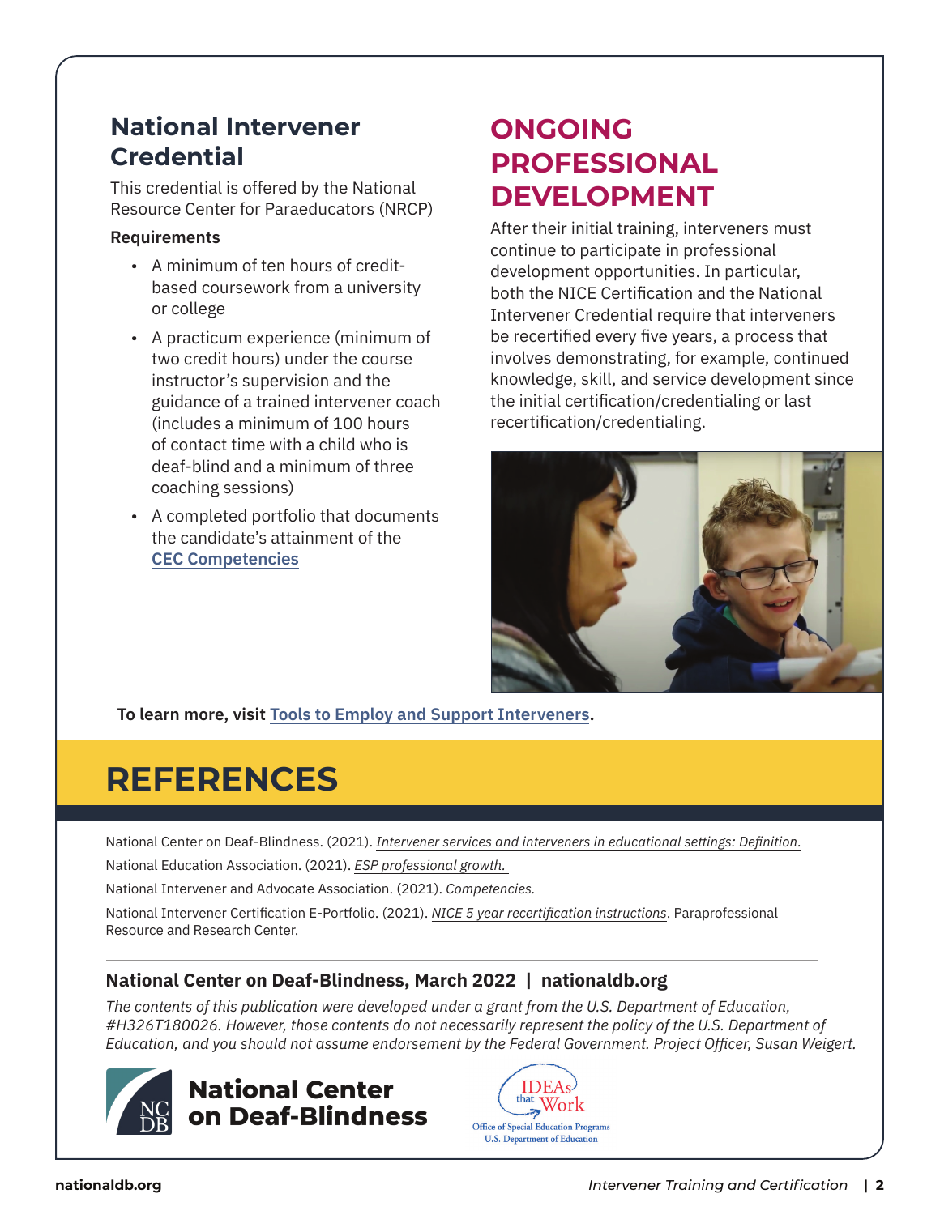## National Intervener Credential

This credential is offered by the National Resource Center for Paraeducators (NRCP)

**Requirements**

- A minimum of ten hours of credit-based coursework from a university or college
- A practicum experience (minimum of two credit hours) under the course instructor's supervision and the guidance of a trained intervener coach (includes a minimum of 100 hours of contact time with a child who is deaf-blind and a minimum of three coaching sessions)
- A completed portfolio that documents the candidate's attainment of the CEC Competencies

## ONGOING PROFESSIONAL DEVELOPMENT

After their initial training, interveners must continue to participate in professional development opportunities. In particular, both the NICE Certification and the National Intervener Credential require that interveners be recertified every five years, a process that involves demonstrating, for example, continued knowledge, skill, and service development since the initial certification/credentialing or last recertification/credentialing.

**To learn more, visit Tools to Employ and Support Interveners.**

# REFERENCES

National Center on Deaf-Blindness. (2021). *Intervener services and interveners in educational settings: Definition.*

National Education Association. (2021). *ESP professional growth.*

National Intervener and Advocate Association. (2021). *Competencies.*

National Intervener Certification E-Portfolio. (2021). *NICE 5 year recertification instructions*. Paraprofessional Resource and Research Center.

**National Center on Deaf-Blindness, March 2022 | nationaldb.org**

*The contents of this publication were developed under a grant from the U.S. Department of Education, #H326T180026. However, those contents do not necessarily represent the policy of the U.S. Department of Education, and you should not assume endorsement by the Federal Government. Project Officer, Susan Weigert.*

National Center on Deaf-Blindness

IDEAs that Work
Office of Special Education Programs
U.S. Department of Education